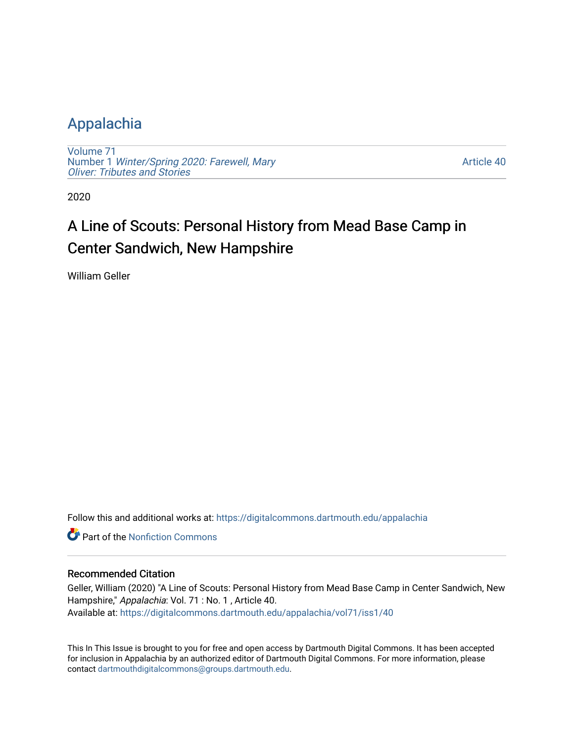# Appalachia

Volume 71
Number 1 *Winter/Spring 2020: Farewell, Mary Oliver: Tributes and Stories*

Article 40

2020

## A Line of Scouts: Personal History from Mead Base Camp in Center Sandwich, New Hampshire

William Geller

Follow this and additional works at: https://digitalcommons.dartmouth.edu/appalachia

Part of the Nonfiction Commons

### Recommended Citation

Geller, William (2020) "A Line of Scouts: Personal History from Mead Base Camp in Center Sandwich, New Hampshire," *Appalachia*: Vol. 71 : No. 1 , Article 40.
Available at: https://digitalcommons.dartmouth.edu/appalachia/vol71/iss1/40

This In This Issue is brought to you for free and open access by Dartmouth Digital Commons. It has been accepted for inclusion in Appalachia by an authorized editor of Dartmouth Digital Commons. For more information, please contact dartmouthdigitalcommons@groups.dartmouth.edu.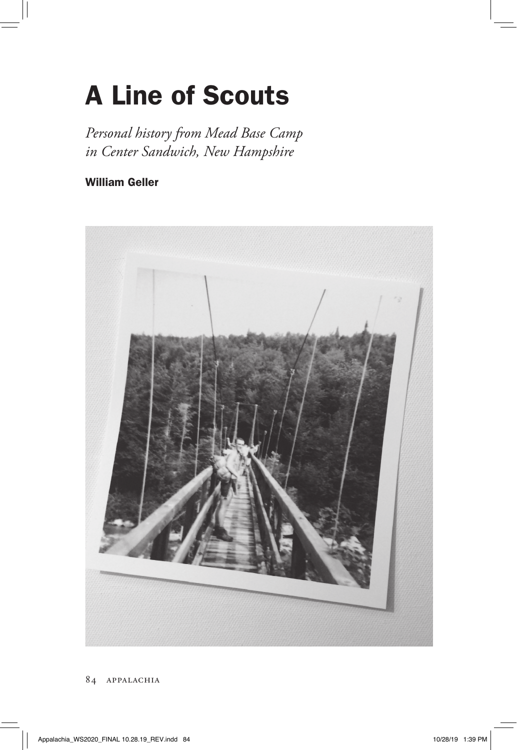# A Line of Scouts

*Personal history from Mead Base Camp in Center Sandwich, New Hampshire*

**William Geller**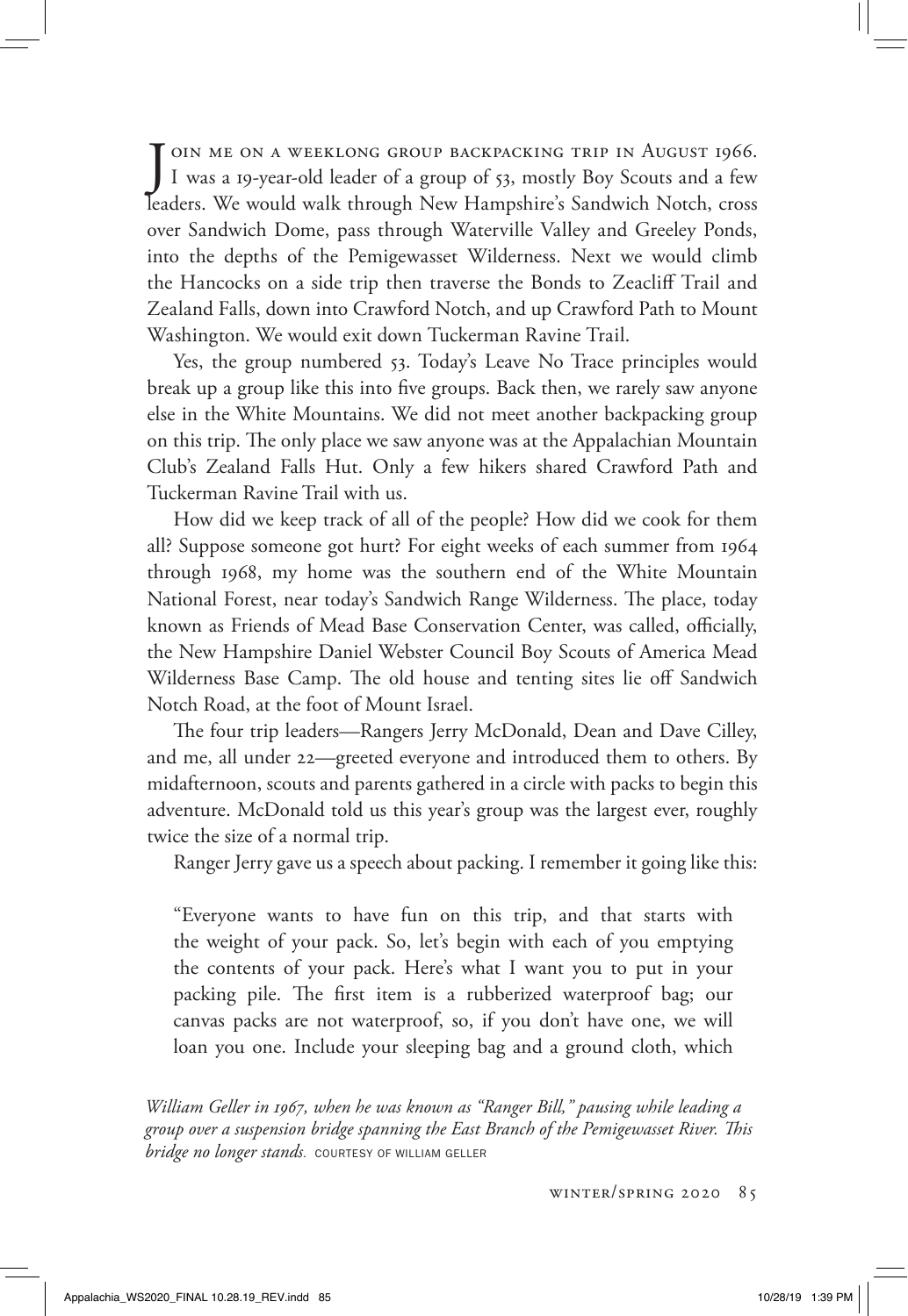Join me on a weeklong group backpacking trip in August 1966. I was a 19-year-old leader of a group of 53, mostly Boy Scouts and a few leaders. We would walk through New Hampshire's Sandwich Notch, cross over Sandwich Dome, pass through Waterville Valley and Greeley Ponds, into the depths of the Pemigewasset Wilderness. Next we would climb the Hancocks on a side trip then traverse the Bonds to Zeacliff Trail and Zealand Falls, down into Crawford Notch, and up Crawford Path to Mount Washington. We would exit down Tuckerman Ravine Trail.

Yes, the group numbered 53. Today's Leave No Trace principles would break up a group like this into five groups. Back then, we rarely saw anyone else in the White Mountains. We did not meet another backpacking group on this trip. The only place we saw anyone was at the Appalachian Mountain Club's Zealand Falls Hut. Only a few hikers shared Crawford Path and Tuckerman Ravine Trail with us.

How did we keep track of all of the people? How did we cook for them all? Suppose someone got hurt? For eight weeks of each summer from 1964 through 1968, my home was the southern end of the White Mountain National Forest, near today's Sandwich Range Wilderness. The place, today known as Friends of Mead Base Conservation Center, was called, officially, the New Hampshire Daniel Webster Council Boy Scouts of America Mead Wilderness Base Camp. The old house and tenting sites lie off Sandwich Notch Road, at the foot of Mount Israel.

The four trip leaders—Rangers Jerry McDonald, Dean and Dave Cilley, and me, all under 22—greeted everyone and introduced them to others. By midafternoon, scouts and parents gathered in a circle with packs to begin this adventure. McDonald told us this year's group was the largest ever, roughly twice the size of a normal trip.

Ranger Jerry gave us a speech about packing. I remember it going like this:

> "Everyone wants to have fun on this trip, and that starts with the weight of your pack. So, let's begin with each of you emptying the contents of your pack. Here's what I want you to put in your packing pile. The first item is a rubberized waterproof bag; our canvas packs are not waterproof, so, if you don't have one, we will loan you one. Include your sleeping bag and a ground cloth, which

*William Geller in 1967, when he was known as "Ranger Bill," pausing while leading a group over a suspension bridge spanning the East Branch of the Pemigewasset River. This bridge no longer stands.* COURTESY OF WILLIAM GELLER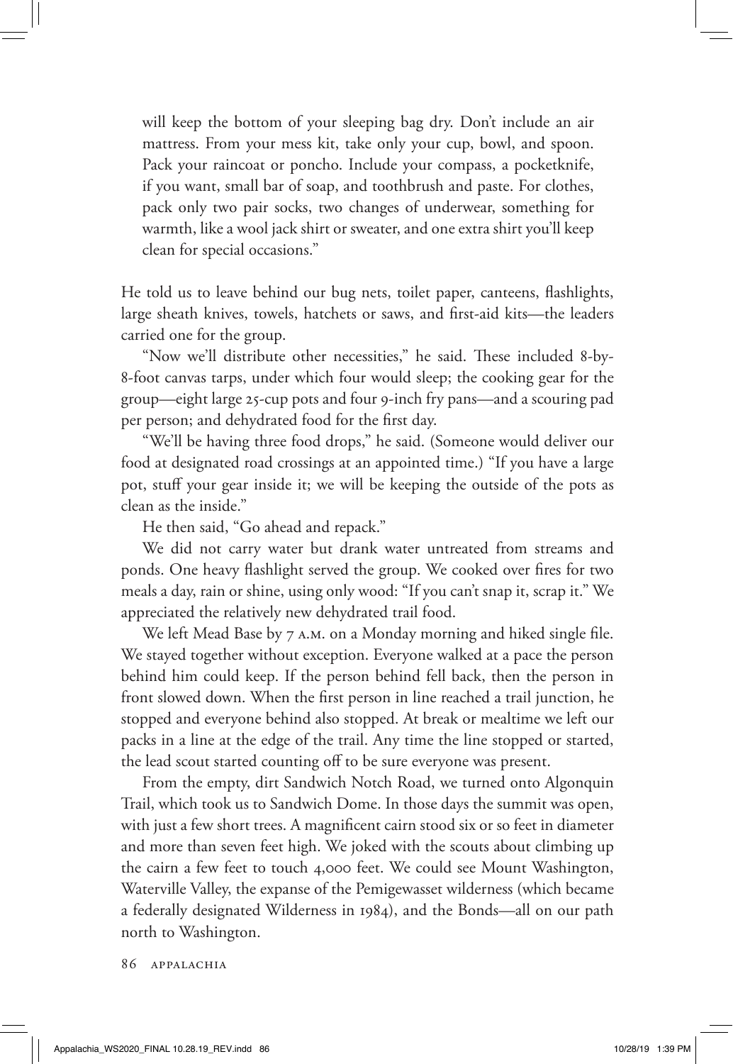will keep the bottom of your sleeping bag dry. Don't include an air mattress. From your mess kit, take only your cup, bowl, and spoon. Pack your raincoat or poncho. Include your compass, a pocketknife, if you want, small bar of soap, and toothbrush and paste. For clothes, pack only two pair socks, two changes of underwear, something for warmth, like a wool jack shirt or sweater, and one extra shirt you'll keep clean for special occasions."

He told us to leave behind our bug nets, toilet paper, canteens, flashlights, large sheath knives, towels, hatchets or saws, and first-aid kits—the leaders carried one for the group.

"Now we'll distribute other necessities," he said. These included 8-by-8-foot canvas tarps, under which four would sleep; the cooking gear for the group—eight large 25-cup pots and four 9-inch fry pans—and a scouring pad per person; and dehydrated food for the first day.

"We'll be having three food drops," he said. (Someone would deliver our food at designated road crossings at an appointed time.) "If you have a large pot, stuff your gear inside it; we will be keeping the outside of the pots as clean as the inside."

He then said, "Go ahead and repack."

We did not carry water but drank water untreated from streams and ponds. One heavy flashlight served the group. We cooked over fires for two meals a day, rain or shine, using only wood: "If you can't snap it, scrap it." We appreciated the relatively new dehydrated trail food.

We left Mead Base by 7 A.M. on a Monday morning and hiked single file. We stayed together without exception. Everyone walked at a pace the person behind him could keep. If the person behind fell back, then the person in front slowed down. When the first person in line reached a trail junction, he stopped and everyone behind also stopped. At break or mealtime we left our packs in a line at the edge of the trail. Any time the line stopped or started, the lead scout started counting off to be sure everyone was present.

From the empty, dirt Sandwich Notch Road, we turned onto Algonquin Trail, which took us to Sandwich Dome. In those days the summit was open, with just a few short trees. A magnificent cairn stood six or so feet in diameter and more than seven feet high. We joked with the scouts about climbing up the cairn a few feet to touch 4,000 feet. We could see Mount Washington, Waterville Valley, the expanse of the Pemigewasset wilderness (which became a federally designated Wilderness in 1984), and the Bonds—all on our path north to Washington.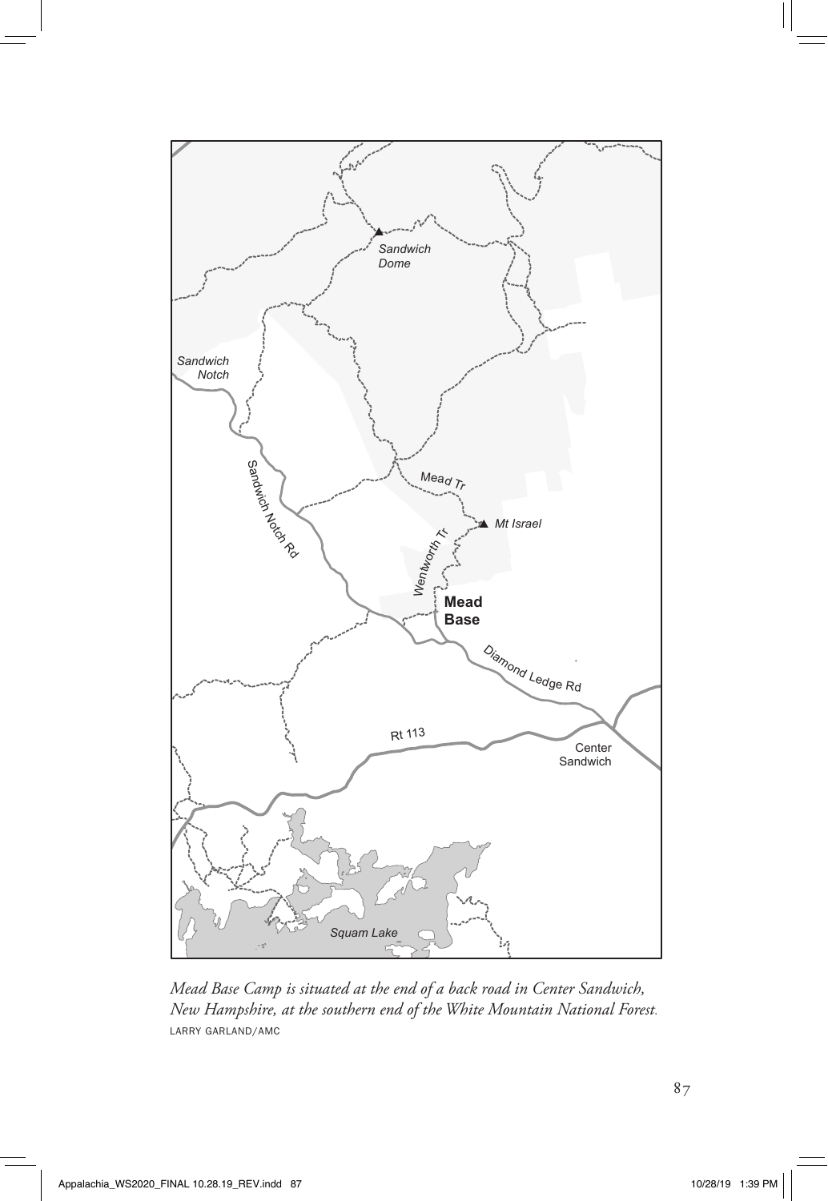*Mead Base Camp is situated at the end of a back road in Center Sandwich, New Hampshire, at the southern end of the White Mountain National Forest.*
LARRY GARLAND/AMC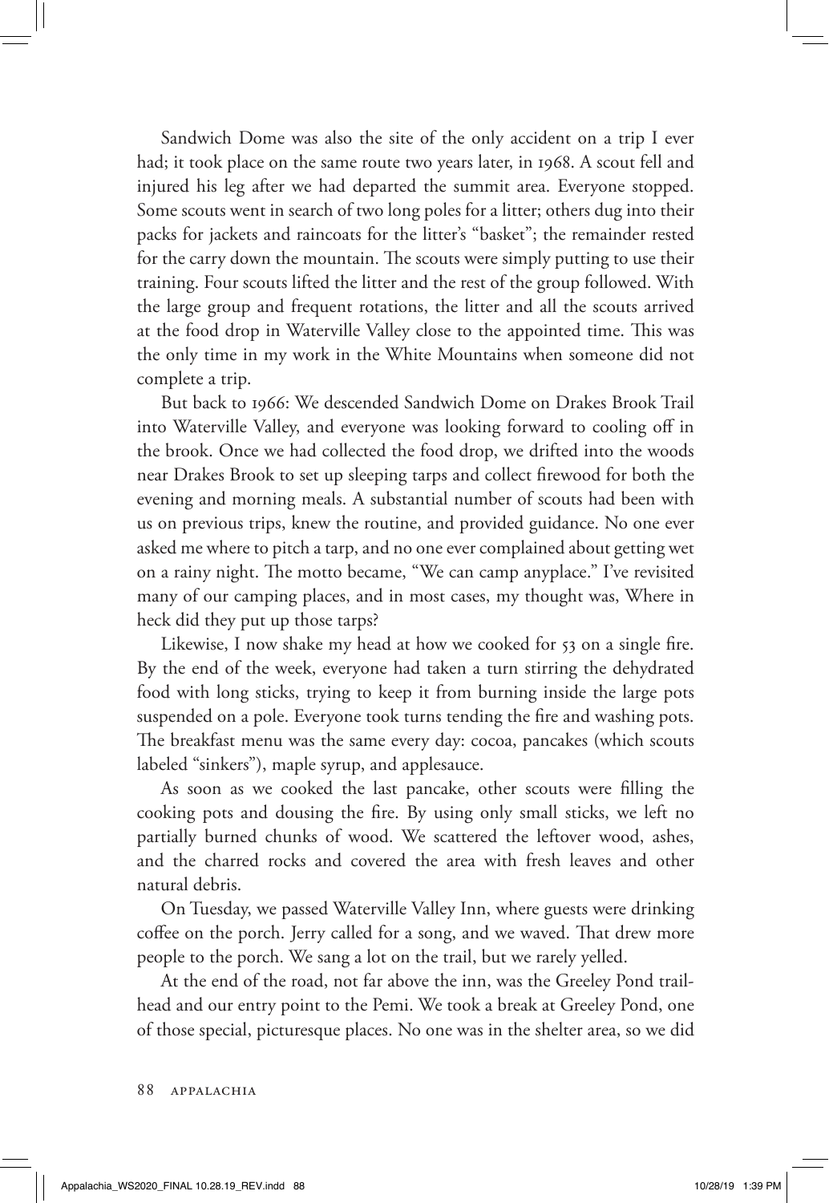Sandwich Dome was also the site of the only accident on a trip I ever had; it took place on the same route two years later, in 1968. A scout fell and injured his leg after we had departed the summit area. Everyone stopped. Some scouts went in search of two long poles for a litter; others dug into their packs for jackets and raincoats for the litter's "basket"; the remainder rested for the carry down the mountain. The scouts were simply putting to use their training. Four scouts lifted the litter and the rest of the group followed. With the large group and frequent rotations, the litter and all the scouts arrived at the food drop in Waterville Valley close to the appointed time. This was the only time in my work in the White Mountains when someone did not complete a trip.

But back to 1966: We descended Sandwich Dome on Drakes Brook Trail into Waterville Valley, and everyone was looking forward to cooling off in the brook. Once we had collected the food drop, we drifted into the woods near Drakes Brook to set up sleeping tarps and collect firewood for both the evening and morning meals. A substantial number of scouts had been with us on previous trips, knew the routine, and provided guidance. No one ever asked me where to pitch a tarp, and no one ever complained about getting wet on a rainy night. The motto became, "We can camp anyplace." I've revisited many of our camping places, and in most cases, my thought was, Where in heck did they put up those tarps?

Likewise, I now shake my head at how we cooked for 53 on a single fire. By the end of the week, everyone had taken a turn stirring the dehydrated food with long sticks, trying to keep it from burning inside the large pots suspended on a pole. Everyone took turns tending the fire and washing pots. The breakfast menu was the same every day: cocoa, pancakes (which scouts labeled "sinkers"), maple syrup, and applesauce.

As soon as we cooked the last pancake, other scouts were filling the cooking pots and dousing the fire. By using only small sticks, we left no partially burned chunks of wood. We scattered the leftover wood, ashes, and the charred rocks and covered the area with fresh leaves and other natural debris.

On Tuesday, we passed Waterville Valley Inn, where guests were drinking coffee on the porch. Jerry called for a song, and we waved. That drew more people to the porch. We sang a lot on the trail, but we rarely yelled.

At the end of the road, not far above the inn, was the Greeley Pond trailhead and our entry point to the Pemi. We took a break at Greeley Pond, one of those special, picturesque places. No one was in the shelter area, so we did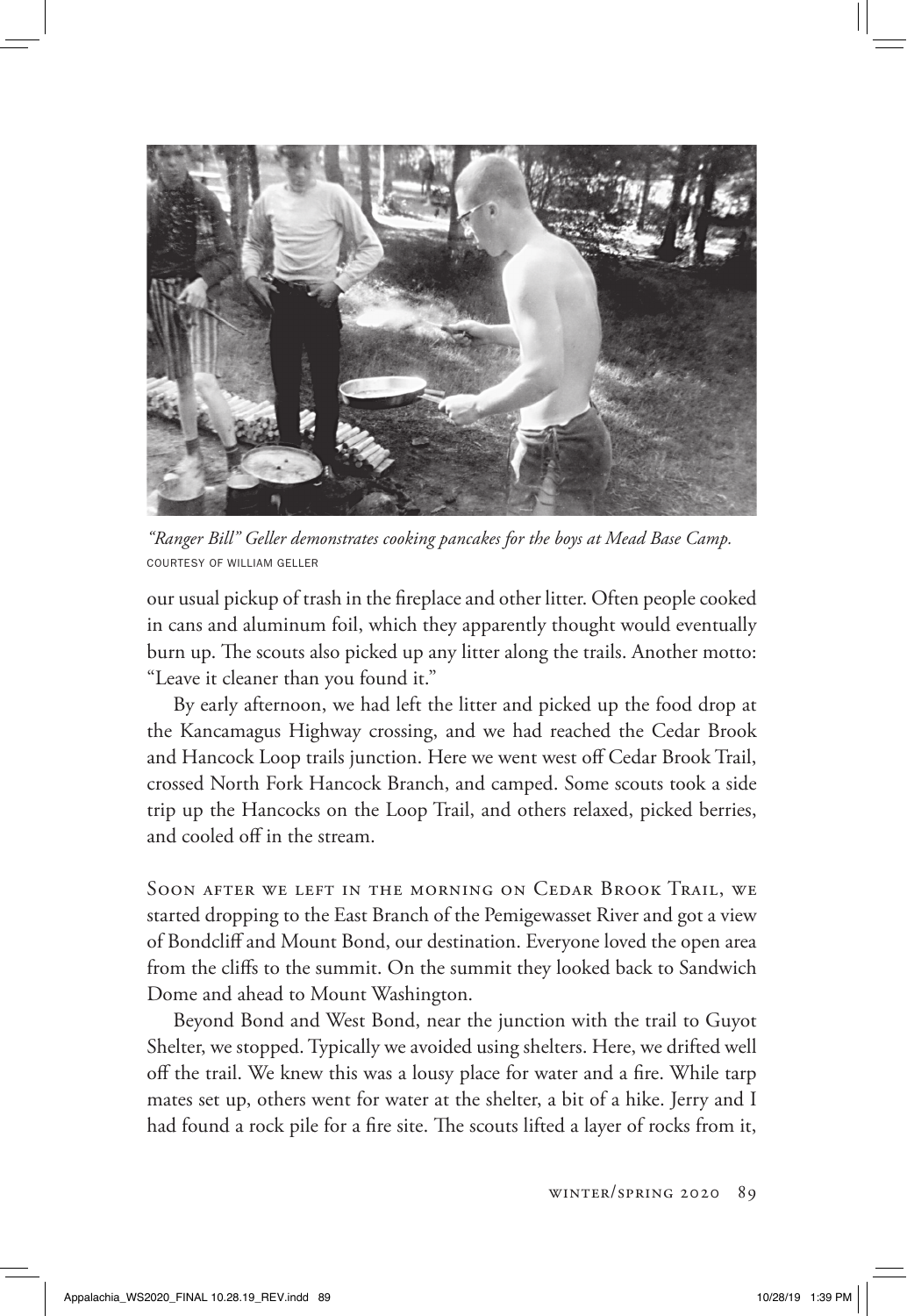*"Ranger Bill" Geller demonstrates cooking pancakes for the boys at Mead Base Camp.*
COURTESY OF WILLIAM GELLER

our usual pickup of trash in the fireplace and other litter. Often people cooked in cans and aluminum foil, which they apparently thought would eventually burn up. The scouts also picked up any litter along the trails. Another motto: "Leave it cleaner than you found it."

By early afternoon, we had left the litter and picked up the food drop at the Kancamagus Highway crossing, and we had reached the Cedar Brook and Hancock Loop trails junction. Here we went west off Cedar Brook Trail, crossed North Fork Hancock Branch, and camped. Some scouts took a side trip up the Hancocks on the Loop Trail, and others relaxed, picked berries, and cooled off in the stream.

Soon after we left in the morning on Cedar Brook Trail, we started dropping to the East Branch of the Pemigewasset River and got a view of Bondcliff and Mount Bond, our destination. Everyone loved the open area from the cliffs to the summit. On the summit they looked back to Sandwich Dome and ahead to Mount Washington.

Beyond Bond and West Bond, near the junction with the trail to Guyot Shelter, we stopped. Typically we avoided using shelters. Here, we drifted well off the trail. We knew this was a lousy place for water and a fire. While tarp mates set up, others went for water at the shelter, a bit of a hike. Jerry and I had found a rock pile for a fire site. The scouts lifted a layer of rocks from it,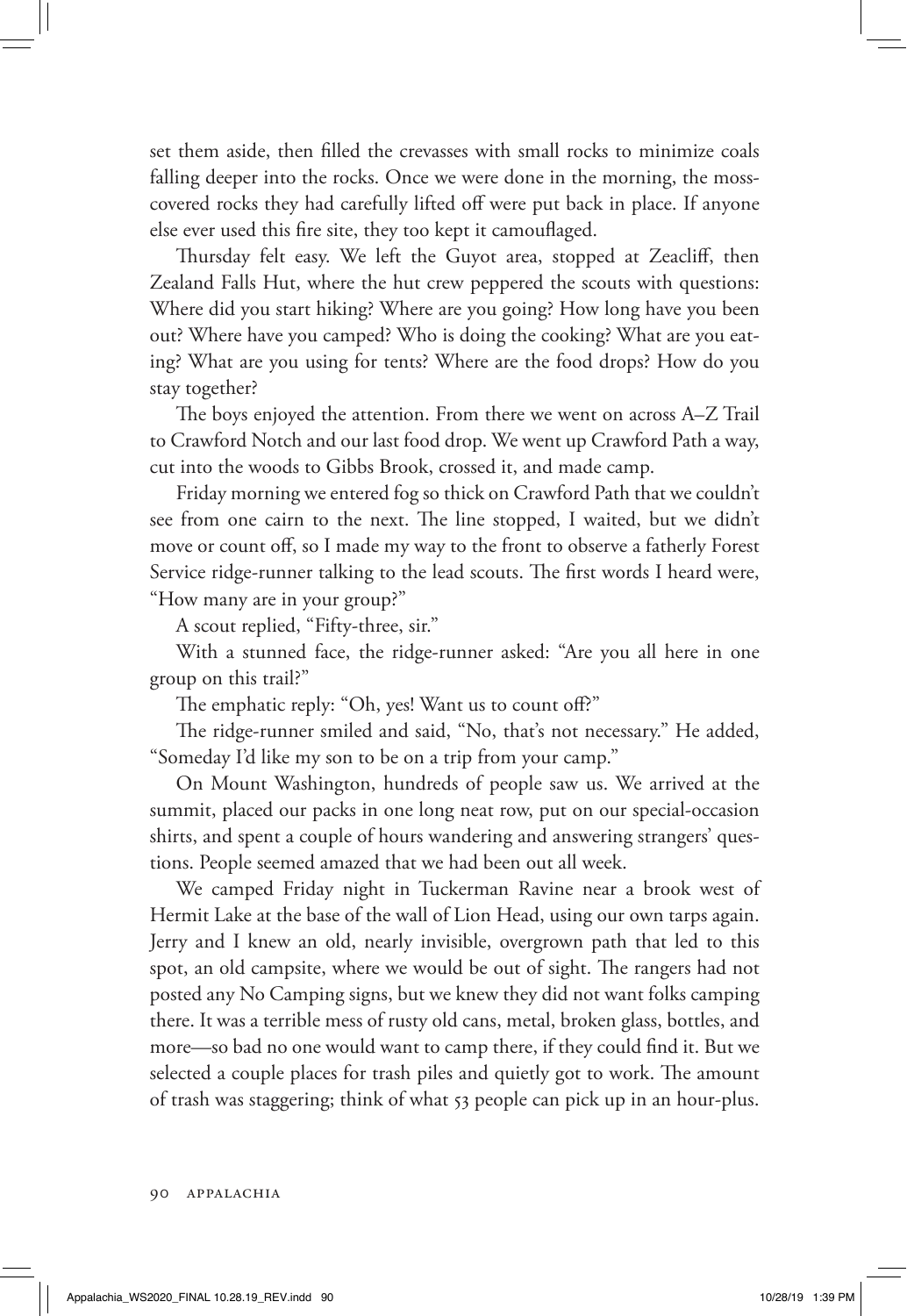set them aside, then filled the crevasses with small rocks to minimize coals falling deeper into the rocks. Once we were done in the morning, the moss-covered rocks they had carefully lifted off were put back in place. If anyone else ever used this fire site, they too kept it camouflaged.

Thursday felt easy. We left the Guyot area, stopped at Zeacliff, then Zealand Falls Hut, where the hut crew peppered the scouts with questions: Where did you start hiking? Where are you going? How long have you been out? Where have you camped? Who is doing the cooking? What are you eating? What are you using for tents? Where are the food drops? How do you stay together?

The boys enjoyed the attention. From there we went on across A–Z Trail to Crawford Notch and our last food drop. We went up Crawford Path a way, cut into the woods to Gibbs Brook, crossed it, and made camp.

Friday morning we entered fog so thick on Crawford Path that we couldn't see from one cairn to the next. The line stopped, I waited, but we didn't move or count off, so I made my way to the front to observe a fatherly Forest Service ridge-runner talking to the lead scouts. The first words I heard were, "How many are in your group?"

A scout replied, "Fifty-three, sir."

With a stunned face, the ridge-runner asked: "Are you all here in one group on this trail?"

The emphatic reply: "Oh, yes! Want us to count off?"

The ridge-runner smiled and said, "No, that's not necessary." He added, "Someday I'd like my son to be on a trip from your camp."

On Mount Washington, hundreds of people saw us. We arrived at the summit, placed our packs in one long neat row, put on our special-occasion shirts, and spent a couple of hours wandering and answering strangers' questions. People seemed amazed that we had been out all week.

We camped Friday night in Tuckerman Ravine near a brook west of Hermit Lake at the base of the wall of Lion Head, using our own tarps again. Jerry and I knew an old, nearly invisible, overgrown path that led to this spot, an old campsite, where we would be out of sight. The rangers had not posted any No Camping signs, but we knew they did not want folks camping there. It was a terrible mess of rusty old cans, metal, broken glass, bottles, and more—so bad no one would want to camp there, if they could find it. But we selected a couple places for trash piles and quietly got to work. The amount of trash was staggering; think of what 53 people can pick up in an hour-plus.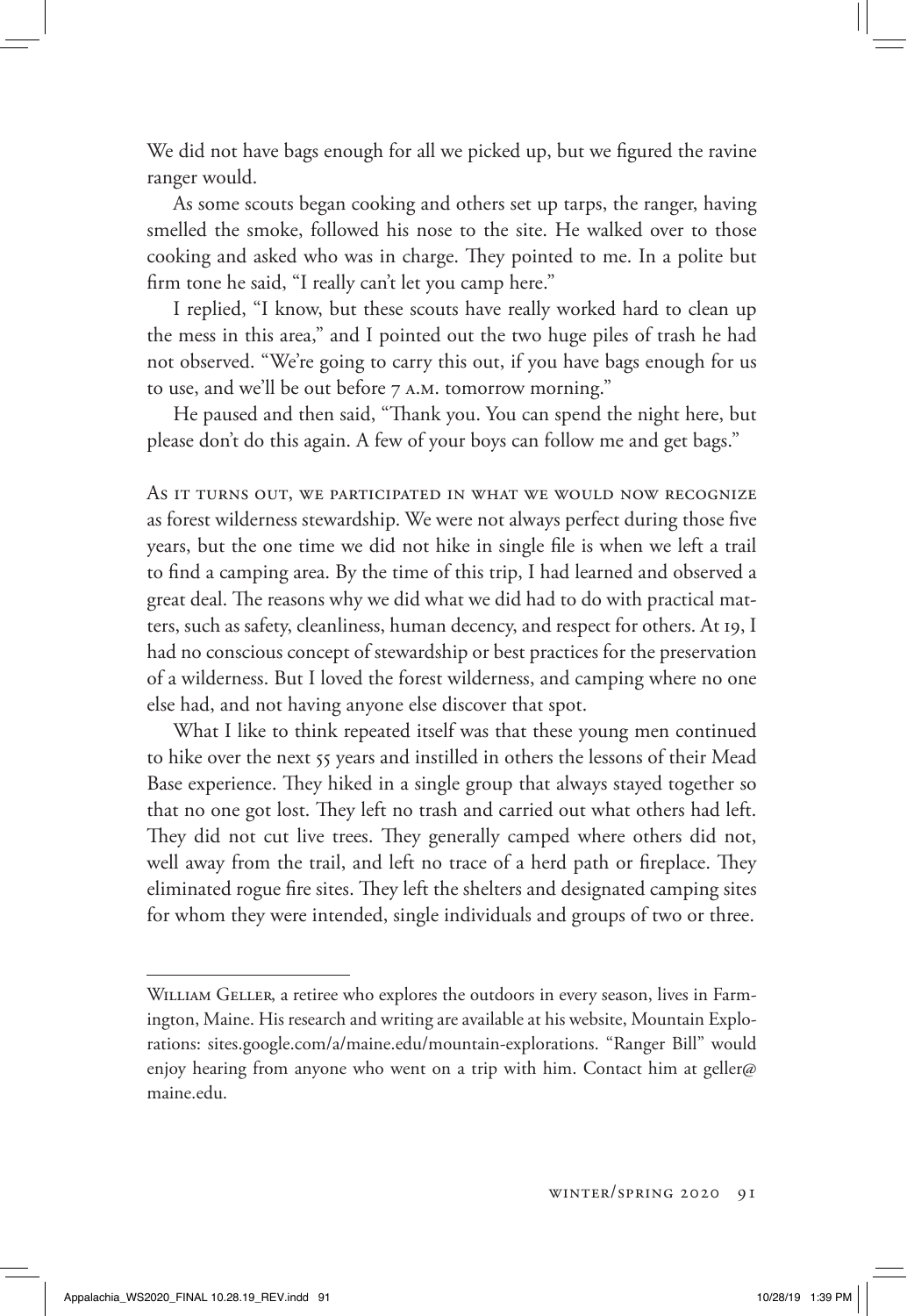We did not have bags enough for all we picked up, but we figured the ravine ranger would.

As some scouts began cooking and others set up tarps, the ranger, having smelled the smoke, followed his nose to the site. He walked over to those cooking and asked who was in charge. They pointed to me. In a polite but firm tone he said, "I really can't let you camp here."

I replied, "I know, but these scouts have really worked hard to clean up the mess in this area," and I pointed out the two huge piles of trash he had not observed. "We're going to carry this out, if you have bags enough for us to use, and we'll be out before 7 A.M. tomorrow morning."

He paused and then said, "Thank you. You can spend the night here, but please don't do this again. A few of your boys can follow me and get bags."

AS IT TURNS OUT, WE PARTICIPATED IN WHAT WE WOULD NOW RECOGNIZE as forest wilderness stewardship. We were not always perfect during those five years, but the one time we did not hike in single file is when we left a trail to find a camping area. By the time of this trip, I had learned and observed a great deal. The reasons why we did what we did had to do with practical matters, such as safety, cleanliness, human decency, and respect for others. At 19, I had no conscious concept of stewardship or best practices for the preservation of a wilderness. But I loved the forest wilderness, and camping where no one else had, and not having anyone else discover that spot.

What I like to think repeated itself was that these young men continued to hike over the next 55 years and instilled in others the lessons of their Mead Base experience. They hiked in a single group that always stayed together so that no one got lost. They left no trash and carried out what others had left. They did not cut live trees. They generally camped where others did not, well away from the trail, and left no trace of a herd path or fireplace. They eliminated rogue fire sites. They left the shelters and designated camping sites for whom they were intended, single individuals and groups of two or three.

---

WILLIAM GELLER, a retiree who explores the outdoors in every season, lives in Farmington, Maine. His research and writing are available at his website, Mountain Explorations: sites.google.com/a/maine.edu/mountain-explorations. "Ranger Bill" would enjoy hearing from anyone who went on a trip with him. Contact him at geller@maine.edu.